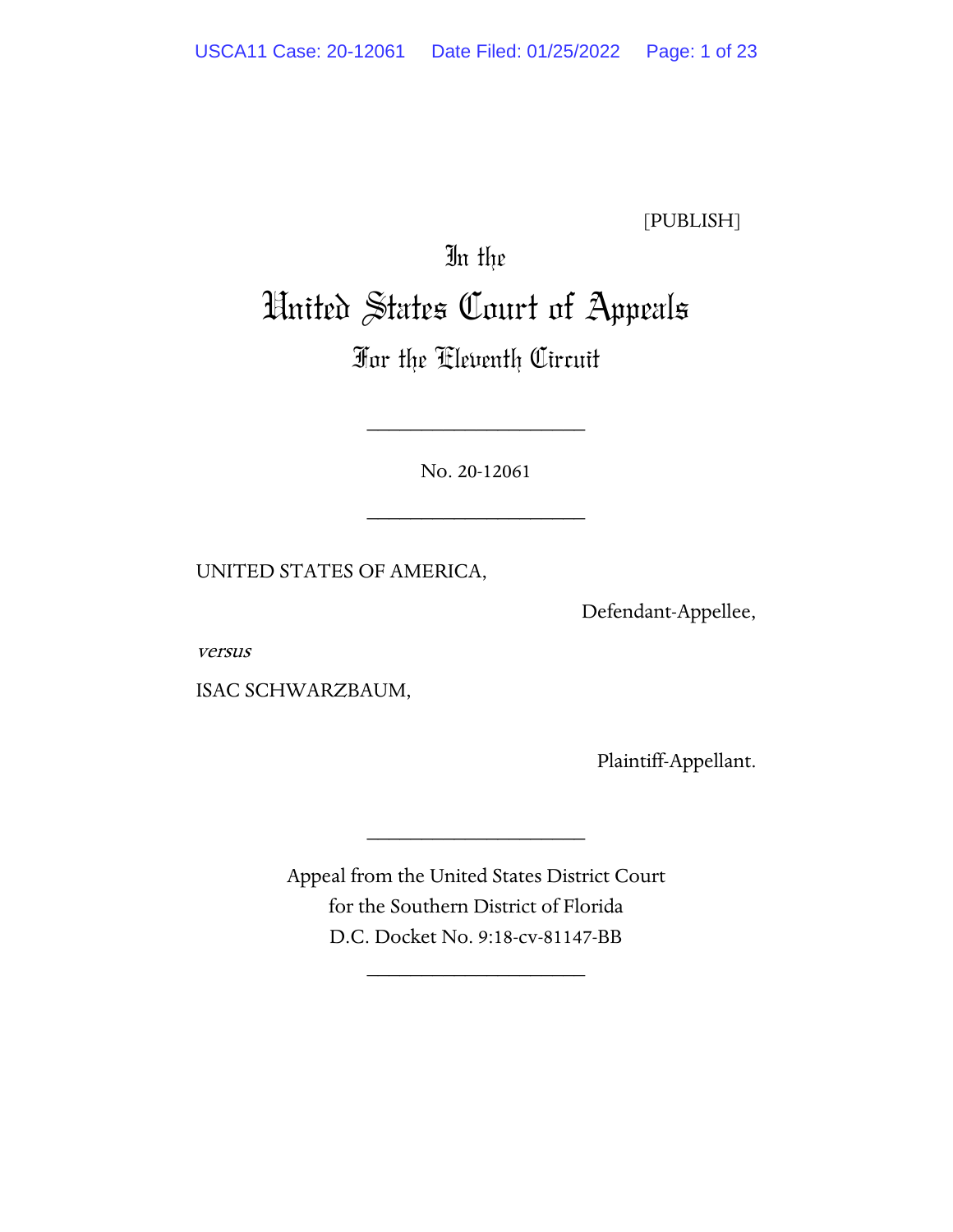[PUBLISH]

In the

# United States Court of Appeals

## For the Eleventh Circuit

____________________

No. 20-12061

____________________

UNITED STATES OF AMERICA,

Defendant-Appellee,

*versus*

ISAC SCHWARZBAUM,

Plaintiff-Appellant.

____________________

Appeal from the United States District Court
for the Southern District of Florida
D.C. Docket No. 9:18-cv-81147-BB

____________________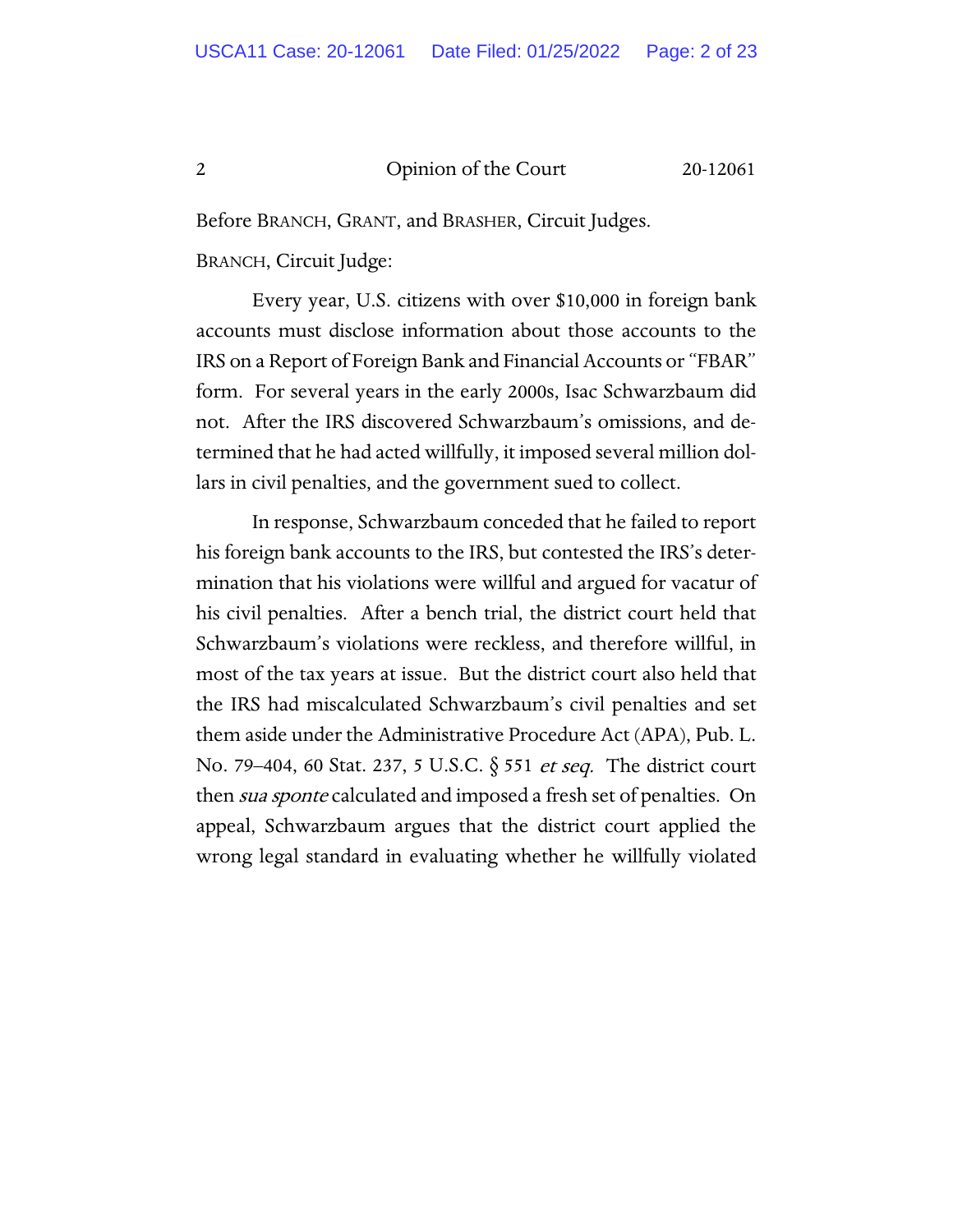Before BRANCH, GRANT, and BRASHER, Circuit Judges.

BRANCH, Circuit Judge:

Every year, U.S. citizens with over $10,000 in foreign bank accounts must disclose information about those accounts to the IRS on a Report of Foreign Bank and Financial Accounts or "FBAR" form. For several years in the early 2000s, Isac Schwarzbaum did not. After the IRS discovered Schwarzbaum's omissions, and determined that he had acted willfully, it imposed several million dollars in civil penalties, and the government sued to collect.

In response, Schwarzbaum conceded that he failed to report his foreign bank accounts to the IRS, but contested the IRS's determination that his violations were willful and argued for vacatur of his civil penalties. After a bench trial, the district court held that Schwarzbaum's violations were reckless, and therefore willful, in most of the tax years at issue. But the district court also held that the IRS had miscalculated Schwarzbaum's civil penalties and set them aside under the Administrative Procedure Act (APA), Pub. L. No. 79–404, 60 Stat. 237, 5 U.S.C. § 551 *et seq.* The district court then *sua sponte* calculated and imposed a fresh set of penalties. On appeal, Schwarzbaum argues that the district court applied the wrong legal standard in evaluating whether he willfully violated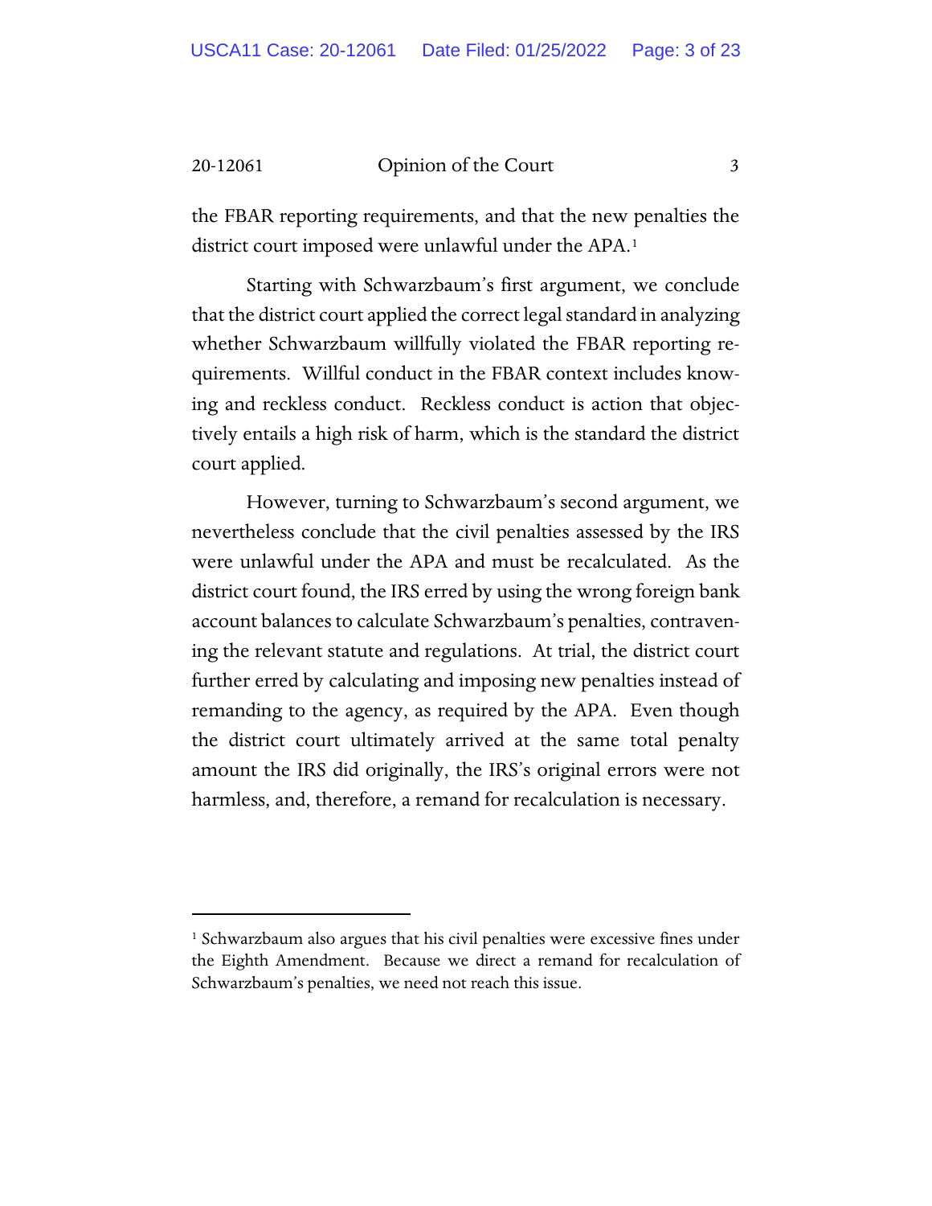the FBAR reporting requirements, and that the new penalties the district court imposed were unlawful under the APA.[1]

Starting with Schwarzbaum's first argument, we conclude that the district court applied the correct legal standard in analyzing whether Schwarzbaum willfully violated the FBAR reporting requirements. Willful conduct in the FBAR context includes knowing and reckless conduct. Reckless conduct is action that objectively entails a high risk of harm, which is the standard the district court applied.

However, turning to Schwarzbaum's second argument, we nevertheless conclude that the civil penalties assessed by the IRS were unlawful under the APA and must be recalculated. As the district court found, the IRS erred by using the wrong foreign bank account balances to calculate Schwarzbaum's penalties, contravening the relevant statute and regulations. At trial, the district court further erred by calculating and imposing new penalties instead of remanding to the agency, as required by the APA. Even though the district court ultimately arrived at the same total penalty amount the IRS did originally, the IRS's original errors were not harmless, and, therefore, a remand for recalculation is necessary.

---

[1] Schwarzbaum also argues that his civil penalties were excessive fines under the Eighth Amendment. Because we direct a remand for recalculation of Schwarzbaum's penalties, we need not reach this issue.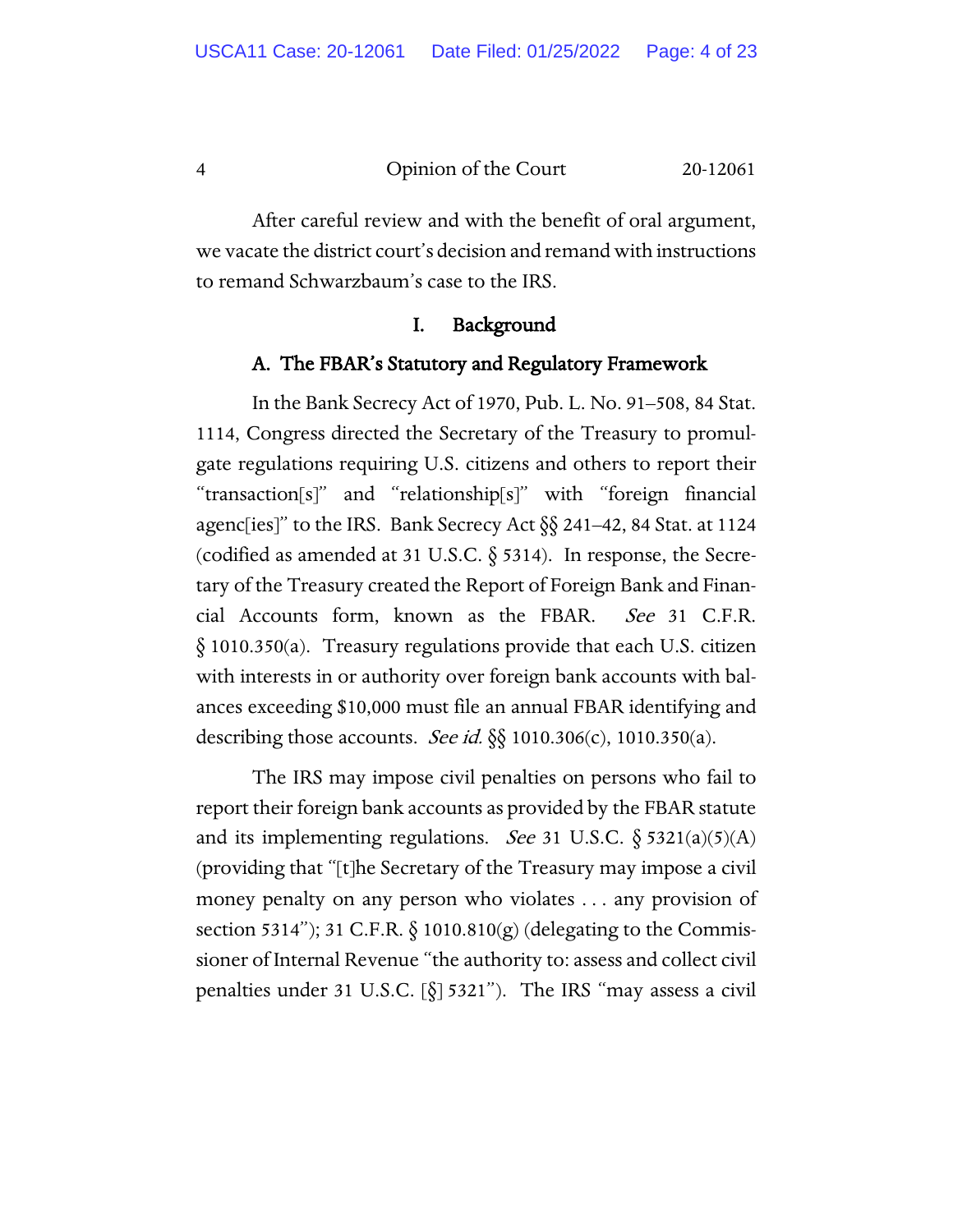After careful review and with the benefit of oral argument, we vacate the district court's decision and remand with instructions to remand Schwarzbaum's case to the IRS.

## I. Background

### A. The FBAR's Statutory and Regulatory Framework

In the Bank Secrecy Act of 1970, Pub. L. No. 91–508, 84 Stat. 1114, Congress directed the Secretary of the Treasury to promulgate regulations requiring U.S. citizens and others to report their "transaction[s]" and "relationship[s]" with "foreign financial agenc[ies]" to the IRS. Bank Secrecy Act §§ 241–42, 84 Stat. at 1124 (codified as amended at 31 U.S.C. § 5314). In response, the Secretary of the Treasury created the Report of Foreign Bank and Financial Accounts form, known as the FBAR. *See* 31 C.F.R. § 1010.350(a). Treasury regulations provide that each U.S. citizen with interests in or authority over foreign bank accounts with balances exceeding $10,000 must file an annual FBAR identifying and describing those accounts. *See id.* §§ 1010.306(c), 1010.350(a).

The IRS may impose civil penalties on persons who fail to report their foreign bank accounts as provided by the FBAR statute and its implementing regulations. *See* 31 U.S.C. § 5321(a)(5)(A) (providing that "[t]he Secretary of the Treasury may impose a civil money penalty on any person who violates . . . any provision of section 5314"); 31 C.F.R. § 1010.810(g) (delegating to the Commissioner of Internal Revenue "the authority to: assess and collect civil penalties under 31 U.S.C. [§] 5321"). The IRS "may assess a civil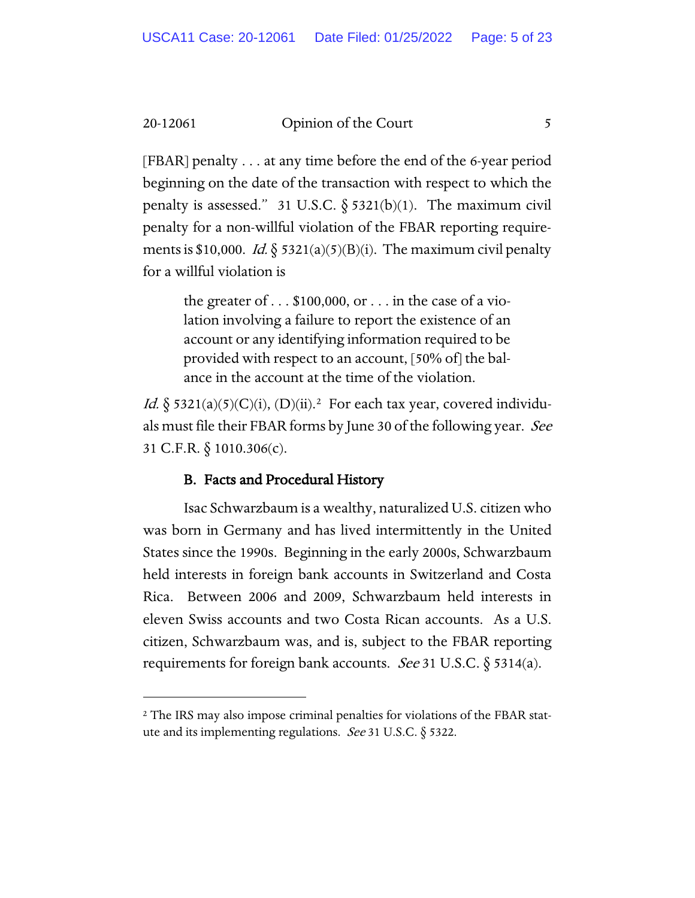[FBAR] penalty . . . at any time before the end of the 6-year period beginning on the date of the transaction with respect to which the penalty is assessed." 31 U.S.C. § 5321(b)(1). The maximum civil penalty for a non-willful violation of the FBAR reporting requirements is $10,000. *Id.* § 5321(a)(5)(B)(i). The maximum civil penalty for a willful violation is

> the greater of . . . $100,000, or . . . in the case of a violation involving a failure to report the existence of an account or any identifying information required to be provided with respect to an account, [50% of] the balance in the account at the time of the violation.

*Id.* § 5321(a)(5)(C)(i), (D)(ii).[2] For each tax year, covered individuals must file their FBAR forms by June 30 of the following year. *See* 31 C.F.R. § 1010.306(c).

### B. Facts and Procedural History

Isac Schwarzbaum is a wealthy, naturalized U.S. citizen who was born in Germany and has lived intermittently in the United States since the 1990s. Beginning in the early 2000s, Schwarzbaum held interests in foreign bank accounts in Switzerland and Costa Rica. Between 2006 and 2009, Schwarzbaum held interests in eleven Swiss accounts and two Costa Rican accounts. As a U.S. citizen, Schwarzbaum was, and is, subject to the FBAR reporting requirements for foreign bank accounts. *See* 31 U.S.C. § 5314(a).

---

[2] The IRS may also impose criminal penalties for violations of the FBAR statute and its implementing regulations. *See* 31 U.S.C. § 5322.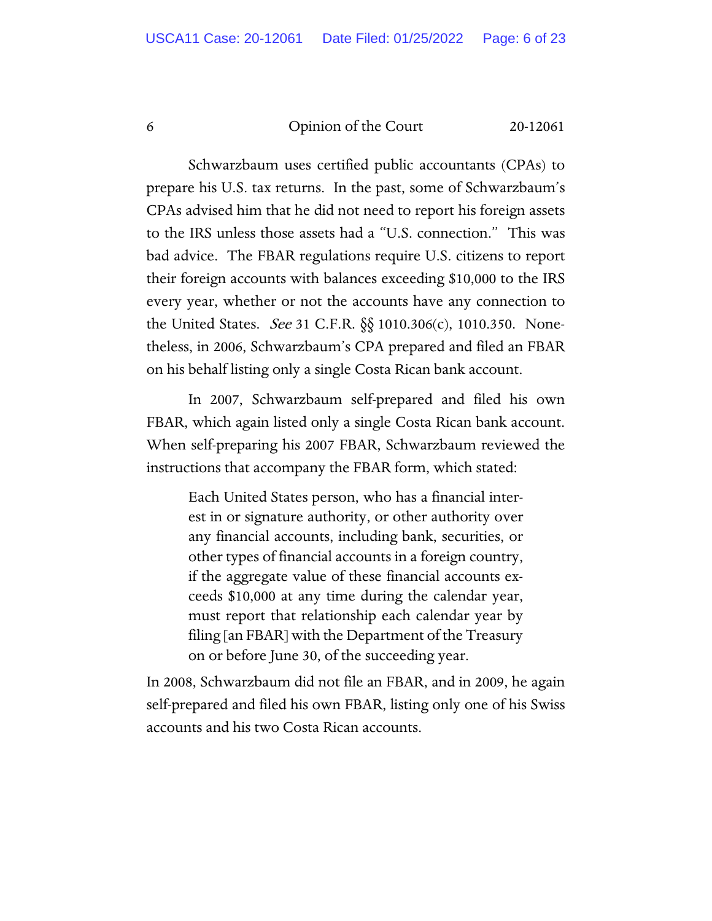Schwarzbaum uses certified public accountants (CPAs) to prepare his U.S. tax returns. In the past, some of Schwarzbaum's CPAs advised him that he did not need to report his foreign assets to the IRS unless those assets had a "U.S. connection." This was bad advice. The FBAR regulations require U.S. citizens to report their foreign accounts with balances exceeding $10,000 to the IRS every year, whether or not the accounts have any connection to the United States. *See* 31 C.F.R. §§ 1010.306(c), 1010.350. Nonetheless, in 2006, Schwarzbaum's CPA prepared and filed an FBAR on his behalf listing only a single Costa Rican bank account.

In 2007, Schwarzbaum self-prepared and filed his own FBAR, which again listed only a single Costa Rican bank account. When self-preparing his 2007 FBAR, Schwarzbaum reviewed the instructions that accompany the FBAR form, which stated:

> Each United States person, who has a financial interest in or signature authority, or other authority over any financial accounts, including bank, securities, or other types of financial accounts in a foreign country, if the aggregate value of these financial accounts exceeds $10,000 at any time during the calendar year, must report that relationship each calendar year by filing [an FBAR] with the Department of the Treasury on or before June 30, of the succeeding year.

In 2008, Schwarzbaum did not file an FBAR, and in 2009, he again self-prepared and filed his own FBAR, listing only one of his Swiss accounts and his two Costa Rican accounts.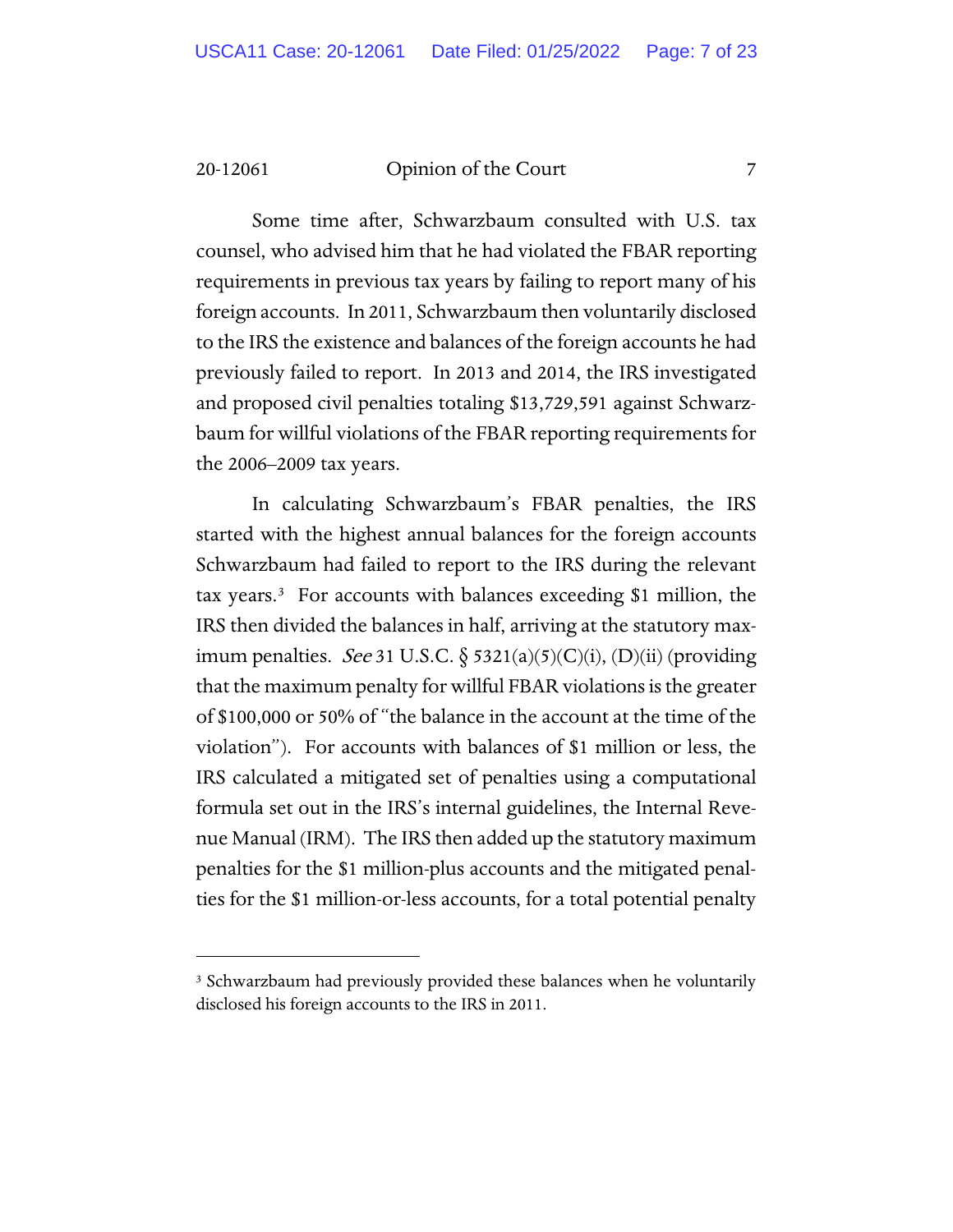Some time after, Schwarzbaum consulted with U.S. tax counsel, who advised him that he had violated the FBAR reporting requirements in previous tax years by failing to report many of his foreign accounts. In 2011, Schwarzbaum then voluntarily disclosed to the IRS the existence and balances of the foreign accounts he had previously failed to report. In 2013 and 2014, the IRS investigated and proposed civil penalties totaling $13,729,591 against Schwarzbaum for willful violations of the FBAR reporting requirements for the 2006–2009 tax years.

In calculating Schwarzbaum's FBAR penalties, the IRS started with the highest annual balances for the foreign accounts Schwarzbaum had failed to report to the IRS during the relevant tax years.[3] For accounts with balances exceeding $1 million, the IRS then divided the balances in half, arriving at the statutory maximum penalties. *See* 31 U.S.C. § 5321(a)(5)(C)(i), (D)(ii) (providing that the maximum penalty for willful FBAR violations is the greater of $100,000 or 50% of "the balance in the account at the time of the violation"). For accounts with balances of $1 million or less, the IRS calculated a mitigated set of penalties using a computational formula set out in the IRS's internal guidelines, the Internal Revenue Manual (IRM). The IRS then added up the statutory maximum penalties for the $1 million-plus accounts and the mitigated penalties for the $1 million-or-less accounts, for a total potential penalty

---

[3] Schwarzbaum had previously provided these balances when he voluntarily disclosed his foreign accounts to the IRS in 2011.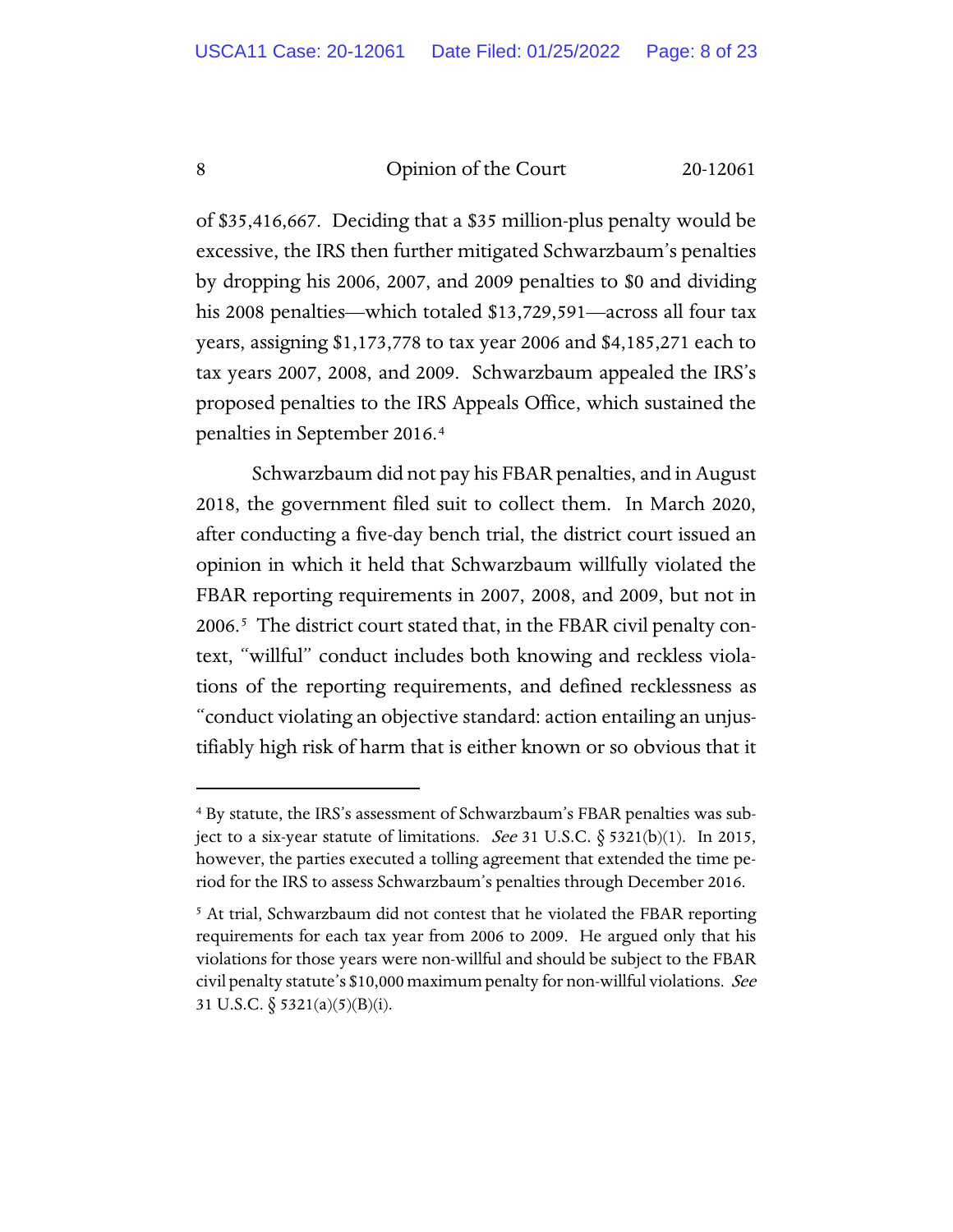of $35,416,667. Deciding that a $35 million-plus penalty would be excessive, the IRS then further mitigated Schwarzbaum's penalties by dropping his 2006, 2007, and 2009 penalties to $0 and dividing his 2008 penalties—which totaled $13,729,591—across all four tax years, assigning $1,173,778 to tax year 2006 and $4,185,271 each to tax years 2007, 2008, and 2009. Schwarzbaum appealed the IRS's proposed penalties to the IRS Appeals Office, which sustained the penalties in September 2016.[4]

Schwarzbaum did not pay his FBAR penalties, and in August 2018, the government filed suit to collect them. In March 2020, after conducting a five-day bench trial, the district court issued an opinion in which it held that Schwarzbaum willfully violated the FBAR reporting requirements in 2007, 2008, and 2009, but not in 2006.[5] The district court stated that, in the FBAR civil penalty context, "willful" conduct includes both knowing and reckless violations of the reporting requirements, and defined recklessness as "conduct violating an objective standard: action entailing an unjustifiably high risk of harm that is either known or so obvious that it

---

[4] By statute, the IRS's assessment of Schwarzbaum's FBAR penalties was subject to a six-year statute of limitations. *See* 31 U.S.C. § 5321(b)(1). In 2015, however, the parties executed a tolling agreement that extended the time period for the IRS to assess Schwarzbaum's penalties through December 2016.

[5] At trial, Schwarzbaum did not contest that he violated the FBAR reporting requirements for each tax year from 2006 to 2009. He argued only that his violations for those years were non-willful and should be subject to the FBAR civil penalty statute's $10,000 maximum penalty for non-willful violations. *See* 31 U.S.C. § 5321(a)(5)(B)(i).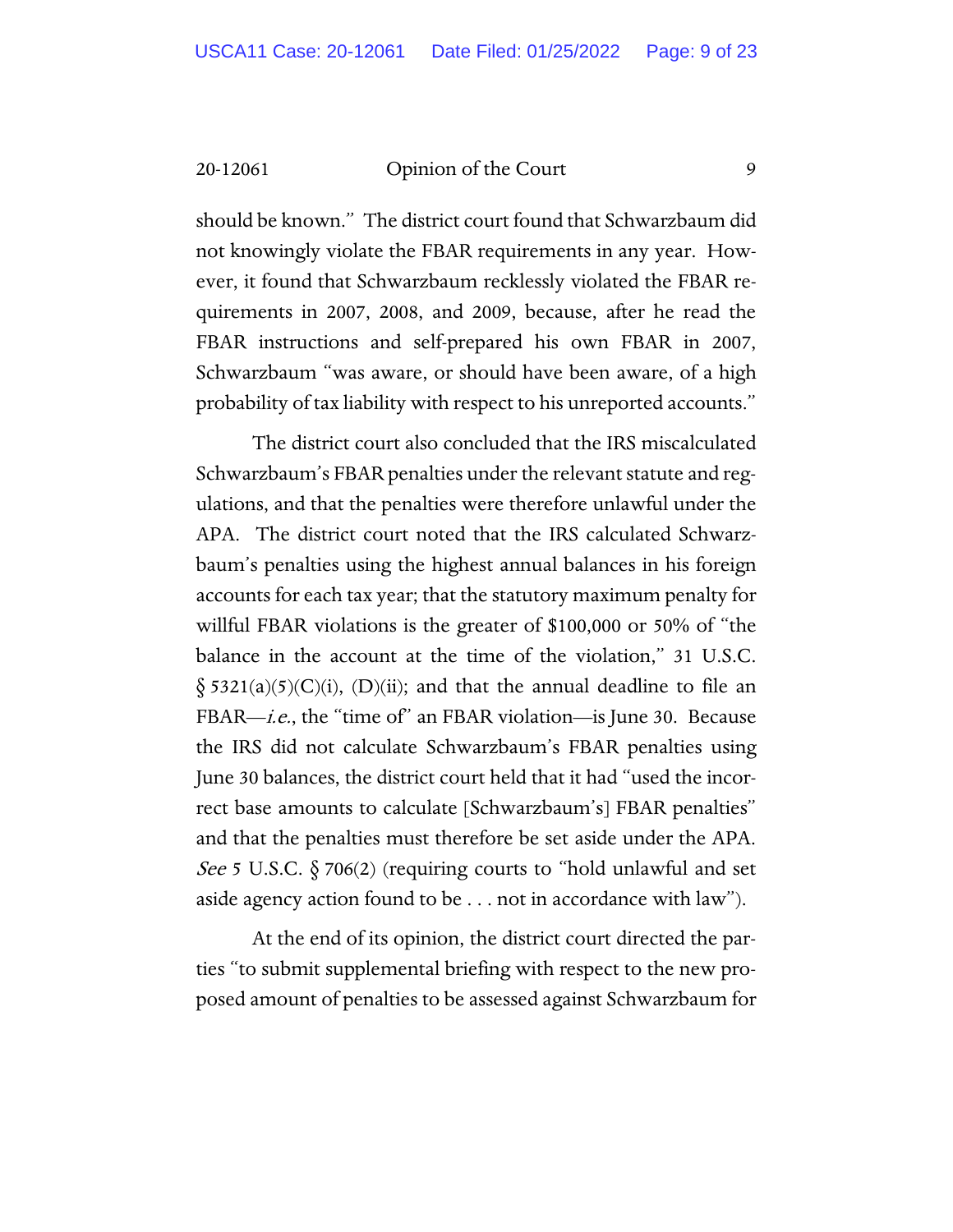should be known." The district court found that Schwarzbaum did not knowingly violate the FBAR requirements in any year. However, it found that Schwarzbaum recklessly violated the FBAR requirements in 2007, 2008, and 2009, because, after he read the FBAR instructions and self-prepared his own FBAR in 2007, Schwarzbaum "was aware, or should have been aware, of a high probability of tax liability with respect to his unreported accounts."

The district court also concluded that the IRS miscalculated Schwarzbaum's FBAR penalties under the relevant statute and regulations, and that the penalties were therefore unlawful under the APA. The district court noted that the IRS calculated Schwarzbaum's penalties using the highest annual balances in his foreign accounts for each tax year; that the statutory maximum penalty for willful FBAR violations is the greater of $100,000 or 50% of "the balance in the account at the time of the violation," 31 U.S.C. § 5321(a)(5)(C)(i), (D)(ii); and that the annual deadline to file an FBAR—*i.e.*, the "time of" an FBAR violation—is June 30. Because the IRS did not calculate Schwarzbaum's FBAR penalties using June 30 balances, the district court held that it had "used the incorrect base amounts to calculate [Schwarzbaum's] FBAR penalties" and that the penalties must therefore be set aside under the APA. *See* 5 U.S.C. § 706(2) (requiring courts to "hold unlawful and set aside agency action found to be . . . not in accordance with law").

At the end of its opinion, the district court directed the parties "to submit supplemental briefing with respect to the new proposed amount of penalties to be assessed against Schwarzbaum for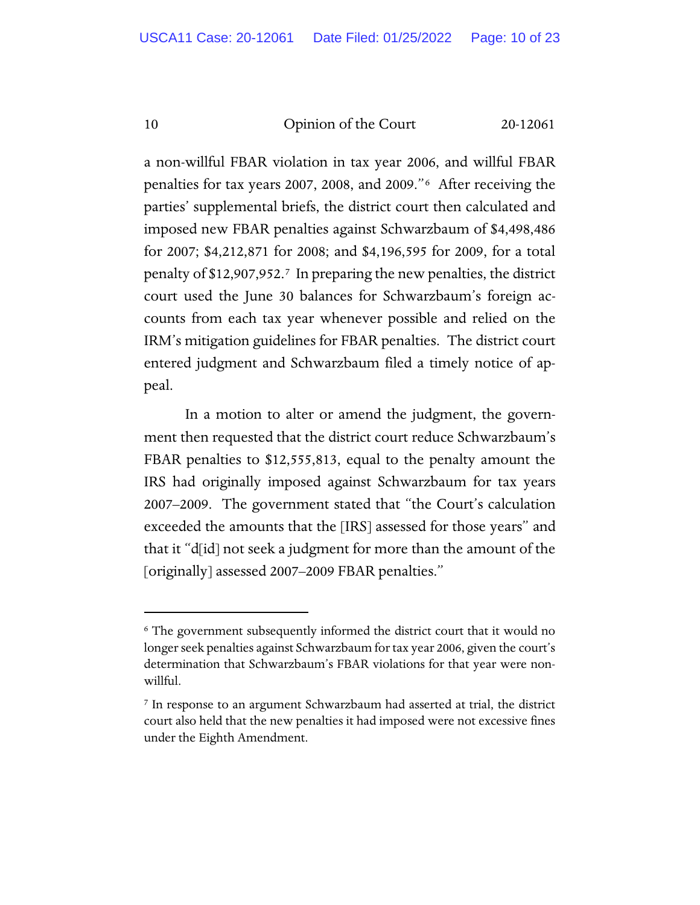a non-willful FBAR violation in tax year 2006, and willful FBAR penalties for tax years 2007, 2008, and 2009."[6] After receiving the parties' supplemental briefs, the district court then calculated and imposed new FBAR penalties against Schwarzbaum of $4,498,486 for 2007; $4,212,871 for 2008; and $4,196,595 for 2009, for a total penalty of $12,907,952.[7] In preparing the new penalties, the district court used the June 30 balances for Schwarzbaum's foreign accounts from each tax year whenever possible and relied on the IRM's mitigation guidelines for FBAR penalties. The district court entered judgment and Schwarzbaum filed a timely notice of appeal.

In a motion to alter or amend the judgment, the government then requested that the district court reduce Schwarzbaum's FBAR penalties to $12,555,813, equal to the penalty amount the IRS had originally imposed against Schwarzbaum for tax years 2007–2009. The government stated that "the Court's calculation exceeded the amounts that the [IRS] assessed for those years" and that it "d[id] not seek a judgment for more than the amount of the [originally] assessed 2007–2009 FBAR penalties."

---

[6] The government subsequently informed the district court that it would no longer seek penalties against Schwarzbaum for tax year 2006, given the court's determination that Schwarzbaum's FBAR violations for that year were non-willful.

[7] In response to an argument Schwarzbaum had asserted at trial, the district court also held that the new penalties it had imposed were not excessive fines under the Eighth Amendment.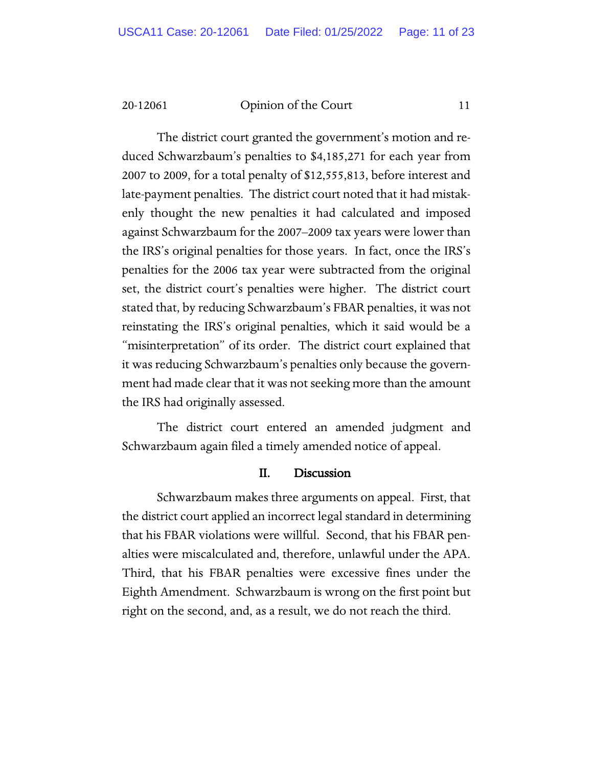The district court granted the government's motion and reduced Schwarzbaum's penalties to $4,185,271 for each year from 2007 to 2009, for a total penalty of $12,555,813, before interest and late-payment penalties. The district court noted that it had mistakenly thought the new penalties it had calculated and imposed against Schwarzbaum for the 2007–2009 tax years were lower than the IRS's original penalties for those years. In fact, once the IRS's penalties for the 2006 tax year were subtracted from the original set, the district court's penalties were higher. The district court stated that, by reducing Schwarzbaum's FBAR penalties, it was not reinstating the IRS's original penalties, which it said would be a "misinterpretation" of its order. The district court explained that it was reducing Schwarzbaum's penalties only because the government had made clear that it was not seeking more than the amount the IRS had originally assessed.

The district court entered an amended judgment and Schwarzbaum again filed a timely amended notice of appeal.

## II. Discussion

Schwarzbaum makes three arguments on appeal. First, that the district court applied an incorrect legal standard in determining that his FBAR violations were willful. Second, that his FBAR penalties were miscalculated and, therefore, unlawful under the APA. Third, that his FBAR penalties were excessive fines under the Eighth Amendment. Schwarzbaum is wrong on the first point but right on the second, and, as a result, we do not reach the third.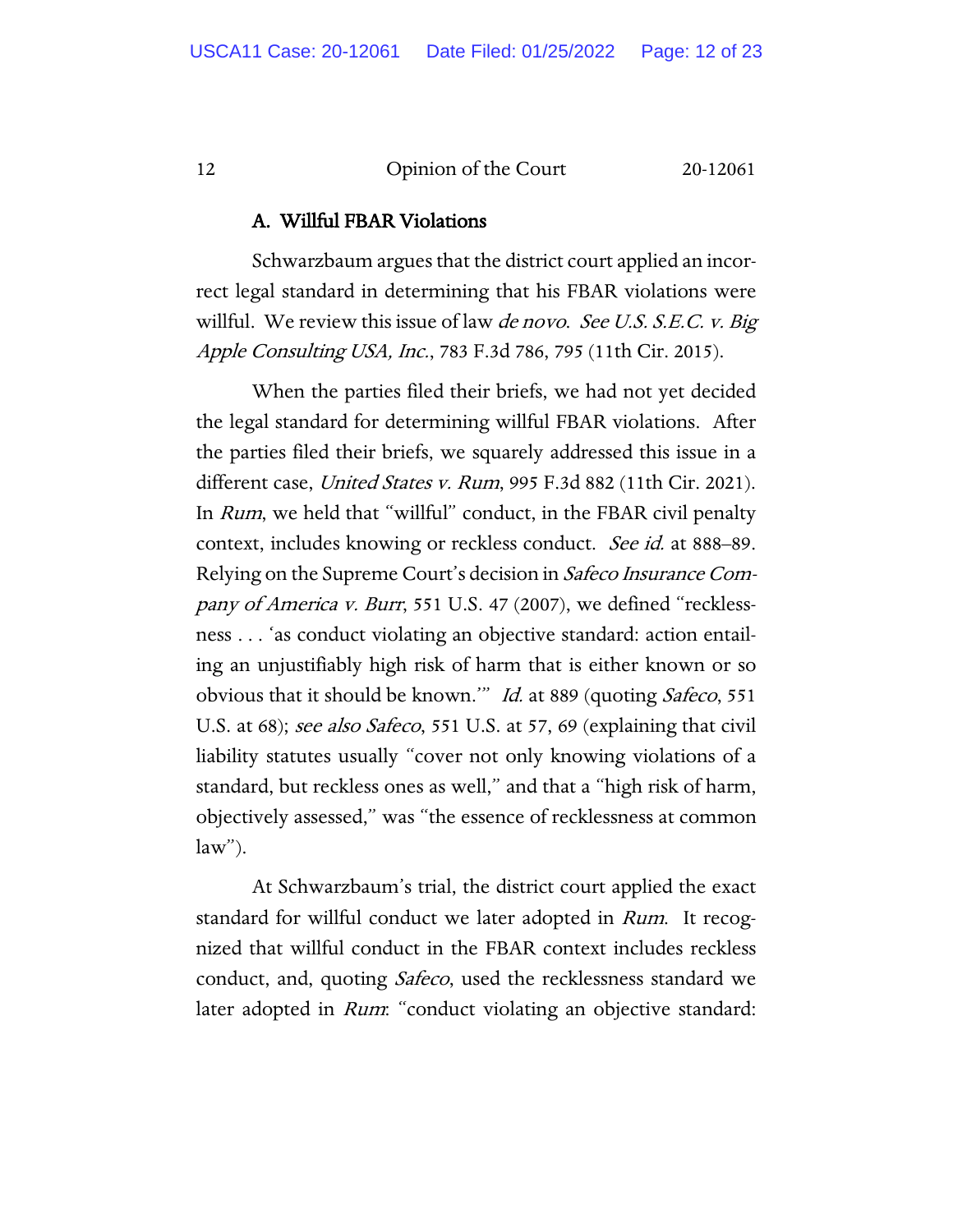### A. Willful FBAR Violations

Schwarzbaum argues that the district court applied an incorrect legal standard in determining that his FBAR violations were willful. We review this issue of law *de novo*. *See U.S. S.E.C. v. Big Apple Consulting USA, Inc.*, 783 F.3d 786, 795 (11th Cir. 2015).

When the parties filed their briefs, we had not yet decided the legal standard for determining willful FBAR violations. After the parties filed their briefs, we squarely addressed this issue in a different case, *United States v. Rum*, 995 F.3d 882 (11th Cir. 2021). In *Rum*, we held that "willful" conduct, in the FBAR civil penalty context, includes knowing or reckless conduct. *See id.* at 888–89. Relying on the Supreme Court's decision in *Safeco Insurance Company of America v. Burr*, 551 U.S. 47 (2007), we defined "recklessness . . . 'as conduct violating an objective standard: action entailing an unjustifiably high risk of harm that is either known or so obvious that it should be known.'" *Id.* at 889 (quoting *Safeco*, 551 U.S. at 68); *see also Safeco*, 551 U.S. at 57, 69 (explaining that civil liability statutes usually "cover not only knowing violations of a standard, but reckless ones as well," and that a "high risk of harm, objectively assessed," was "the essence of recklessness at common law").

At Schwarzbaum's trial, the district court applied the exact standard for willful conduct we later adopted in *Rum*. It recognized that willful conduct in the FBAR context includes reckless conduct, and, quoting *Safeco*, used the recklessness standard we later adopted in *Rum*: "conduct violating an objective standard: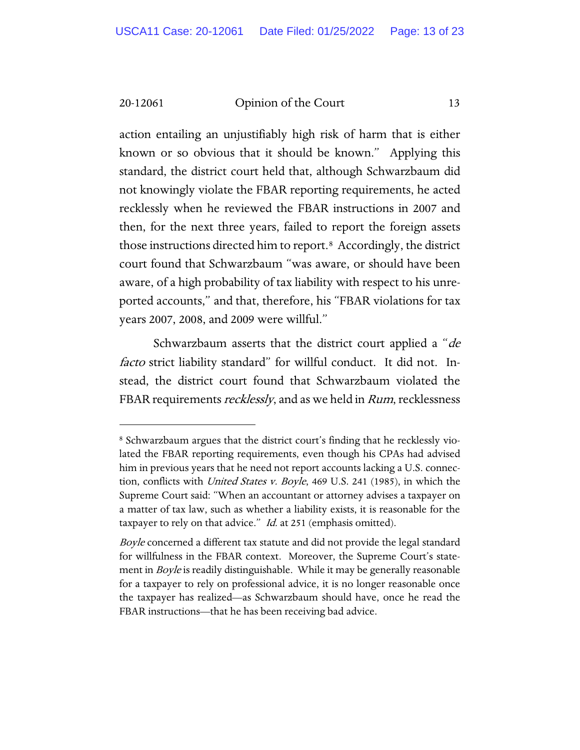action entailing an unjustifiably high risk of harm that is either known or so obvious that it should be known." Applying this standard, the district court held that, although Schwarzbaum did not knowingly violate the FBAR reporting requirements, he acted recklessly when he reviewed the FBAR instructions in 2007 and then, for the next three years, failed to report the foreign assets those instructions directed him to report.[8] Accordingly, the district court found that Schwarzbaum "was aware, or should have been aware, of a high probability of tax liability with respect to his unreported accounts," and that, therefore, his "FBAR violations for tax years 2007, 2008, and 2009 were willful."

Schwarzbaum asserts that the district court applied a "*de facto* strict liability standard" for willful conduct. It did not. Instead, the district court found that Schwarzbaum violated the FBAR requirements *recklessly*, and as we held in *Rum*, recklessness

---

[8] Schwarzbaum argues that the district court's finding that he recklessly violated the FBAR reporting requirements, even though his CPAs had advised him in previous years that he need not report accounts lacking a U.S. connection, conflicts with *United States v. Boyle*, 469 U.S. 241 (1985), in which the Supreme Court said: "When an accountant or attorney advises a taxpayer on a matter of tax law, such as whether a liability exists, it is reasonable for the taxpayer to rely on that advice." *Id.* at 251 (emphasis omitted).

*Boyle* concerned a different tax statute and did not provide the legal standard for willfulness in the FBAR context. Moreover, the Supreme Court's statement in *Boyle* is readily distinguishable. While it may be generally reasonable for a taxpayer to rely on professional advice, it is no longer reasonable once the taxpayer has realized—as Schwarzbaum should have, once he read the FBAR instructions—that he has been receiving bad advice.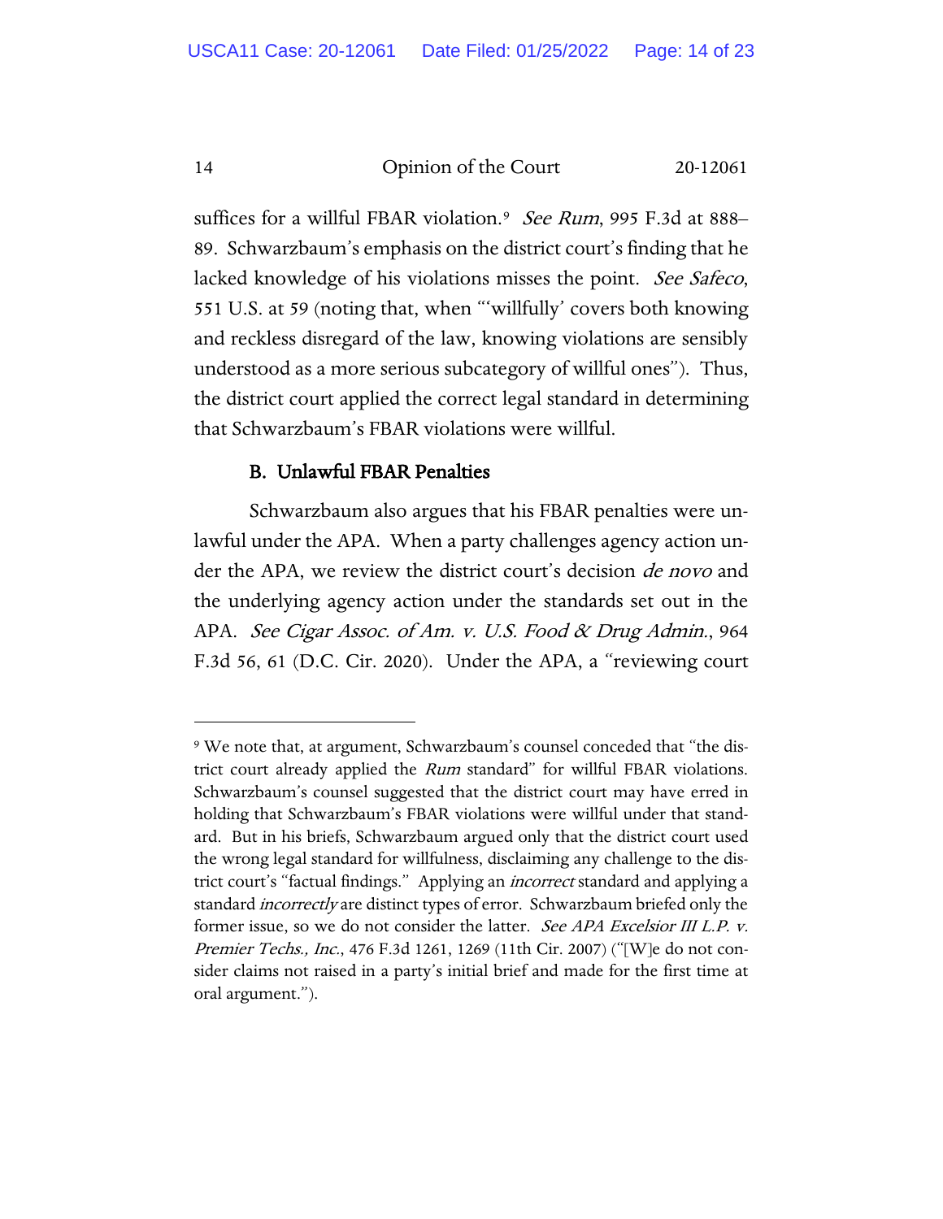suffices for a willful FBAR violation.[9] *See Rum*, 995 F.3d at 888–89. Schwarzbaum's emphasis on the district court's finding that he lacked knowledge of his violations misses the point. *See Safeco*, 551 U.S. at 59 (noting that, when "'willfully' covers both knowing and reckless disregard of the law, knowing violations are sensibly understood as a more serious subcategory of willful ones"). Thus, the district court applied the correct legal standard in determining that Schwarzbaum's FBAR violations were willful.

### B. Unlawful FBAR Penalties

Schwarzbaum also argues that his FBAR penalties were unlawful under the APA. When a party challenges agency action under the APA, we review the district court's decision *de novo* and the underlying agency action under the standards set out in the APA. *See Cigar Assoc. of Am. v. U.S. Food & Drug Admin.*, 964 F.3d 56, 61 (D.C. Cir. 2020). Under the APA, a "reviewing court

---

[9] We note that, at argument, Schwarzbaum's counsel conceded that "the district court already applied the *Rum* standard" for willful FBAR violations. Schwarzbaum's counsel suggested that the district court may have erred in holding that Schwarzbaum's FBAR violations were willful under that standard. But in his briefs, Schwarzbaum argued only that the district court used the wrong legal standard for willfulness, disclaiming any challenge to the district court's "factual findings." Applying an *incorrect* standard and applying a standard *incorrectly* are distinct types of error. Schwarzbaum briefed only the former issue, so we do not consider the latter. *See APA Excelsior III L.P. v. Premier Techs., Inc.*, 476 F.3d 1261, 1269 (11th Cir. 2007) ("[W]e do not consider claims not raised in a party's initial brief and made for the first time at oral argument.").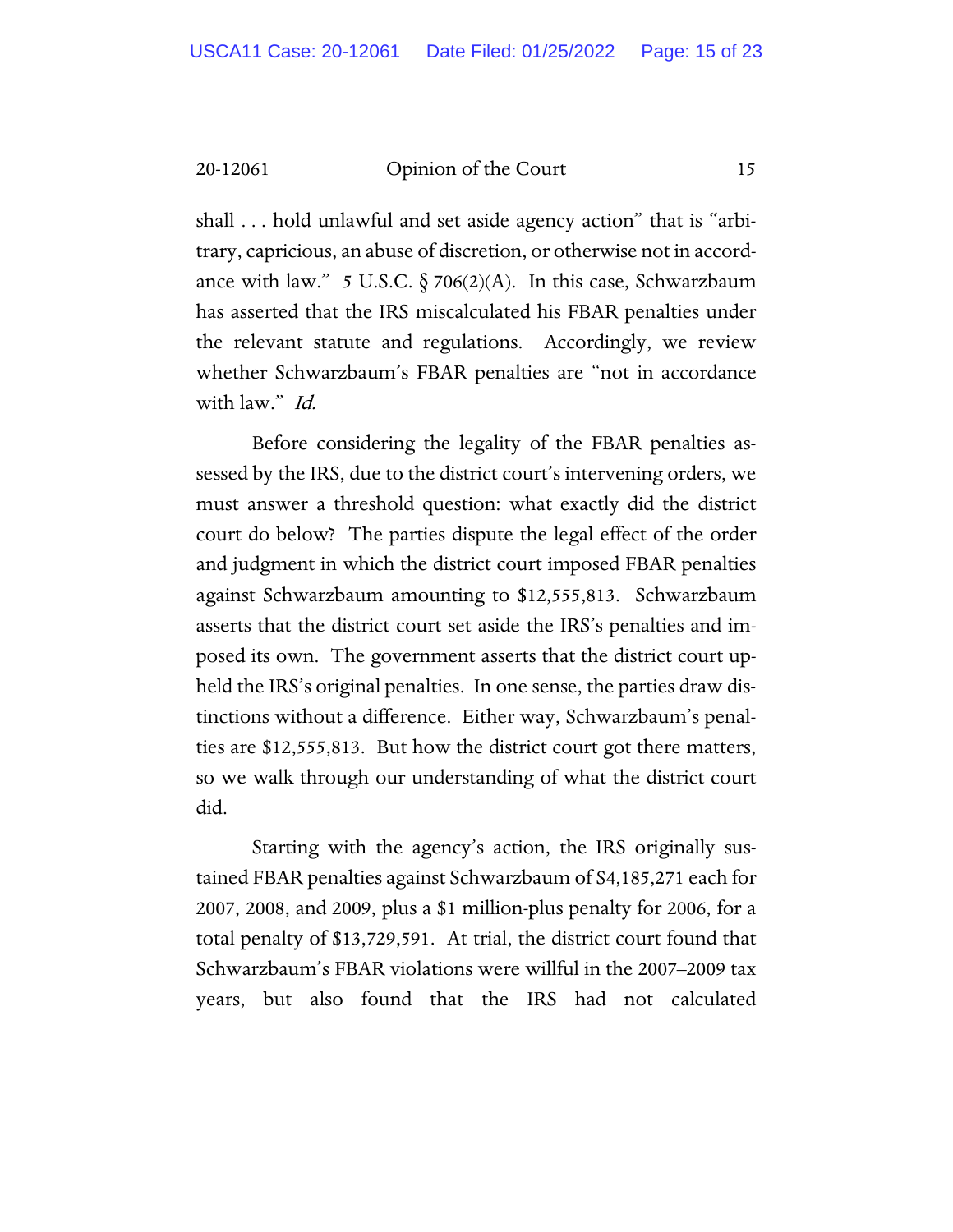shall . . . hold unlawful and set aside agency action" that is "arbitrary, capricious, an abuse of discretion, or otherwise not in accordance with law." 5 U.S.C. § 706(2)(A). In this case, Schwarzbaum has asserted that the IRS miscalculated his FBAR penalties under the relevant statute and regulations. Accordingly, we review whether Schwarzbaum's FBAR penalties are "not in accordance with law." *Id.*

Before considering the legality of the FBAR penalties assessed by the IRS, due to the district court's intervening orders, we must answer a threshold question: what exactly did the district court do below? The parties dispute the legal effect of the order and judgment in which the district court imposed FBAR penalties against Schwarzbaum amounting to $12,555,813. Schwarzbaum asserts that the district court set aside the IRS's penalties and imposed its own. The government asserts that the district court upheld the IRS's original penalties. In one sense, the parties draw distinctions without a difference. Either way, Schwarzbaum's penalties are $12,555,813. But how the district court got there matters, so we walk through our understanding of what the district court did.

Starting with the agency's action, the IRS originally sustained FBAR penalties against Schwarzbaum of $4,185,271 each for 2007, 2008, and 2009, plus a $1 million-plus penalty for 2006, for a total penalty of $13,729,591. At trial, the district court found that Schwarzbaum's FBAR violations were willful in the 2007–2009 tax years, but also found that the IRS had not calculated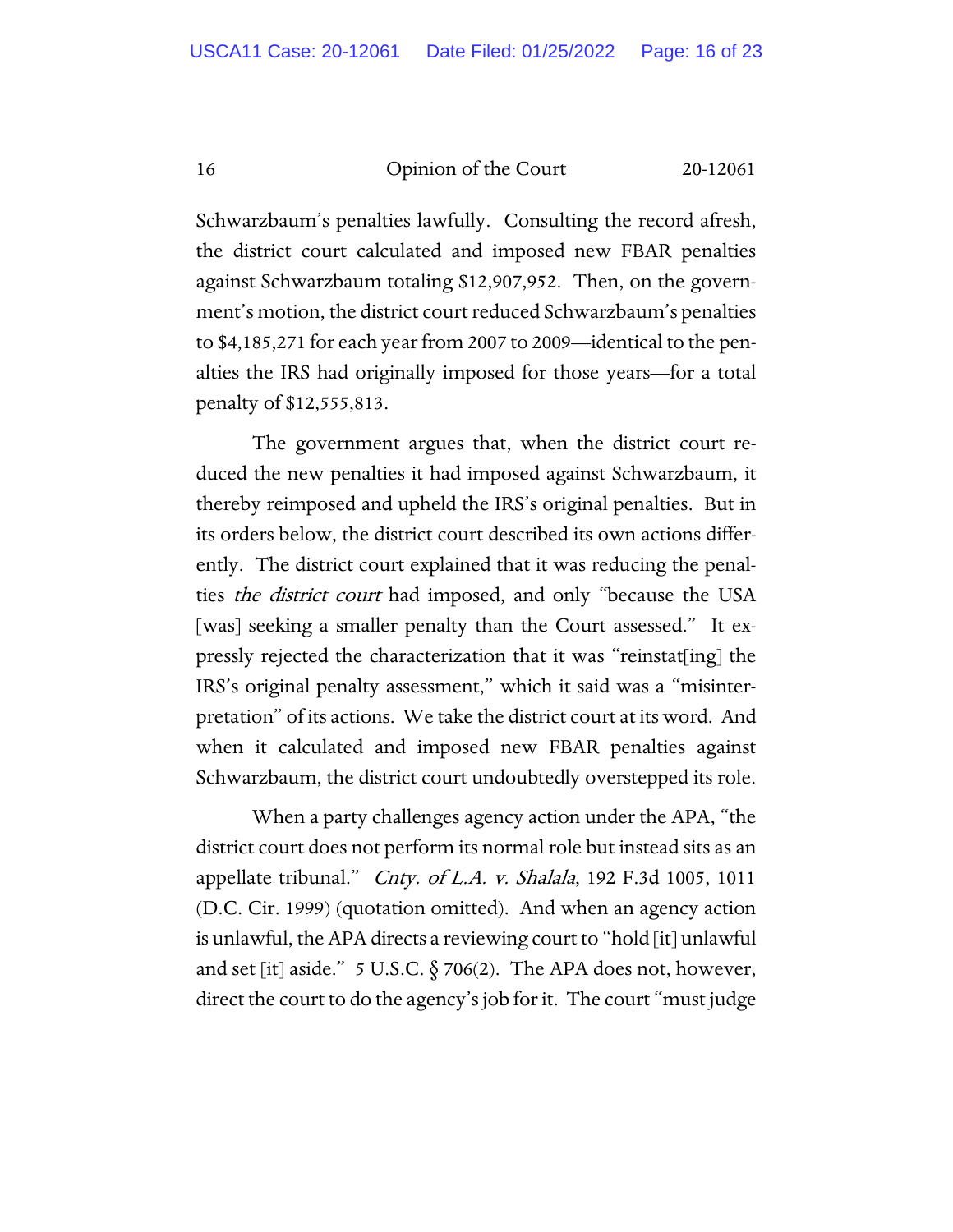Schwarzbaum's penalties lawfully. Consulting the record afresh, the district court calculated and imposed new FBAR penalties against Schwarzbaum totaling $12,907,952. Then, on the government's motion, the district court reduced Schwarzbaum's penalties to $4,185,271 for each year from 2007 to 2009—identical to the penalties the IRS had originally imposed for those years—for a total penalty of $12,555,813.

The government argues that, when the district court reduced the new penalties it had imposed against Schwarzbaum, it thereby reimposed and upheld the IRS's original penalties. But in its orders below, the district court described its own actions differently. The district court explained that it was reducing the penalties *the district court* had imposed, and only "because the USA [was] seeking a smaller penalty than the Court assessed." It expressly rejected the characterization that it was "reinstat[ing] the IRS's original penalty assessment," which it said was a "misinterpretation" of its actions. We take the district court at its word. And when it calculated and imposed new FBAR penalties against Schwarzbaum, the district court undoubtedly overstepped its role.

When a party challenges agency action under the APA, "the district court does not perform its normal role but instead sits as an appellate tribunal." *Cnty. of L.A. v. Shalala*, 192 F.3d 1005, 1011 (D.C. Cir. 1999) (quotation omitted). And when an agency action is unlawful, the APA directs a reviewing court to "hold [it] unlawful and set [it] aside." 5 U.S.C. § 706(2). The APA does not, however, direct the court to do the agency's job for it. The court "must judge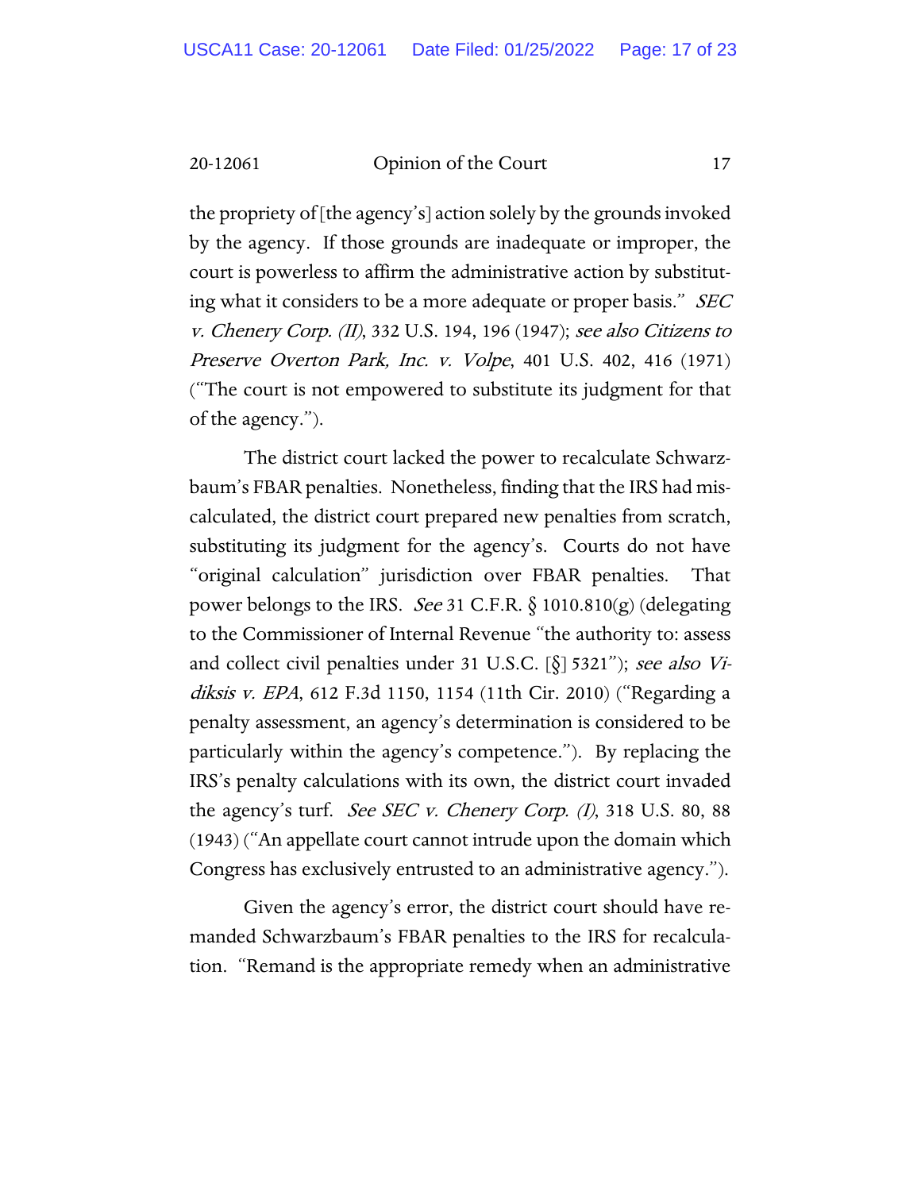the propriety of [the agency's] action solely by the grounds invoked by the agency. If those grounds are inadequate or improper, the court is powerless to affirm the administrative action by substituting what it considers to be a more adequate or proper basis." *SEC v. Chenery Corp. (II)*, 332 U.S. 194, 196 (1947); *see also Citizens to Preserve Overton Park, Inc. v. Volpe*, 401 U.S. 402, 416 (1971) ("The court is not empowered to substitute its judgment for that of the agency.").

The district court lacked the power to recalculate Schwarzbaum's FBAR penalties. Nonetheless, finding that the IRS had miscalculated, the district court prepared new penalties from scratch, substituting its judgment for the agency's. Courts do not have "original calculation" jurisdiction over FBAR penalties. That power belongs to the IRS. *See* 31 C.F.R. § 1010.810(g) (delegating to the Commissioner of Internal Revenue "the authority to: assess and collect civil penalties under 31 U.S.C. [§] 5321"); *see also Vidiksis v. EPA*, 612 F.3d 1150, 1154 (11th Cir. 2010) ("Regarding a penalty assessment, an agency's determination is considered to be particularly within the agency's competence."). By replacing the IRS's penalty calculations with its own, the district court invaded the agency's turf. *See SEC v. Chenery Corp. (I)*, 318 U.S. 80, 88 (1943) ("An appellate court cannot intrude upon the domain which Congress has exclusively entrusted to an administrative agency.").

Given the agency's error, the district court should have remanded Schwarzbaum's FBAR penalties to the IRS for recalculation. "Remand is the appropriate remedy when an administrative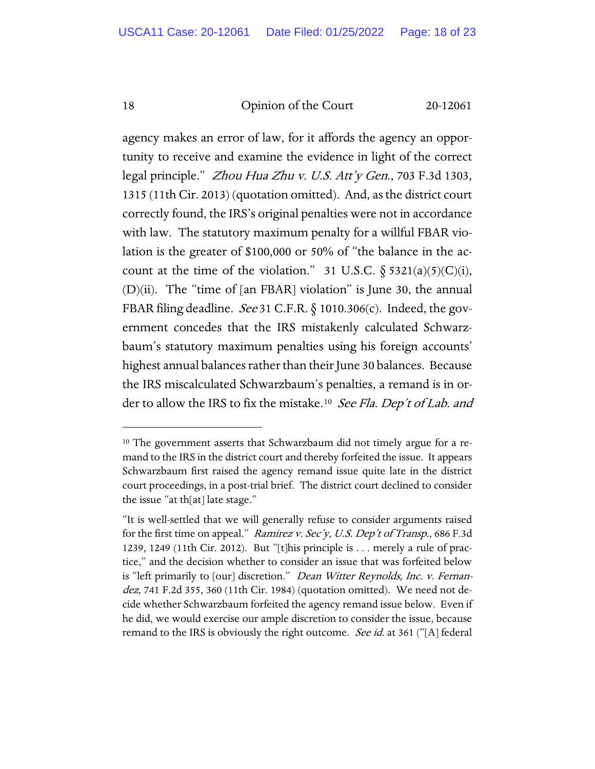agency makes an error of law, for it affords the agency an opportunity to receive and examine the evidence in light of the correct legal principle." *Zhou Hua Zhu v. U.S. Att'y Gen.*, 703 F.3d 1303, 1315 (11th Cir. 2013) (quotation omitted). And, as the district court correctly found, the IRS's original penalties were not in accordance with law. The statutory maximum penalty for a willful FBAR violation is the greater of $100,000 or 50% of "the balance in the account at the time of the violation." 31 U.S.C. § 5321(a)(5)(C)(i), (D)(ii). The "time of [an FBAR] violation" is June 30, the annual FBAR filing deadline. *See* 31 C.F.R. § 1010.306(c). Indeed, the government concedes that the IRS mistakenly calculated Schwarzbaum's statutory maximum penalties using his foreign accounts' highest annual balances rather than their June 30 balances. Because the IRS miscalculated Schwarzbaum's penalties, a remand is in order to allow the IRS to fix the mistake.[10] *See Fla. Dep't of Lab. and*

---

[10] The government asserts that Schwarzbaum did not timely argue for a remand to the IRS in the district court and thereby forfeited the issue. It appears Schwarzbaum first raised the agency remand issue quite late in the district court proceedings, in a post-trial brief. The district court declined to consider the issue "at th[at] late stage."

"It is well-settled that we will generally refuse to consider arguments raised for the first time on appeal." *Ramirez v. Sec'y, U.S. Dep't of Transp.*, 686 F.3d 1239, 1249 (11th Cir. 2012). But "[t]his principle is . . . merely a rule of practice," and the decision whether to consider an issue that was forfeited below is "left primarily to [our] discretion." *Dean Witter Reynolds, Inc. v. Fernandez*, 741 F.2d 355, 360 (11th Cir. 1984) (quotation omitted). We need not decide whether Schwarzbaum forfeited the agency remand issue below. Even if he did, we would exercise our ample discretion to consider the issue, because remand to the IRS is obviously the right outcome. *See id.* at 361 ("[A] federal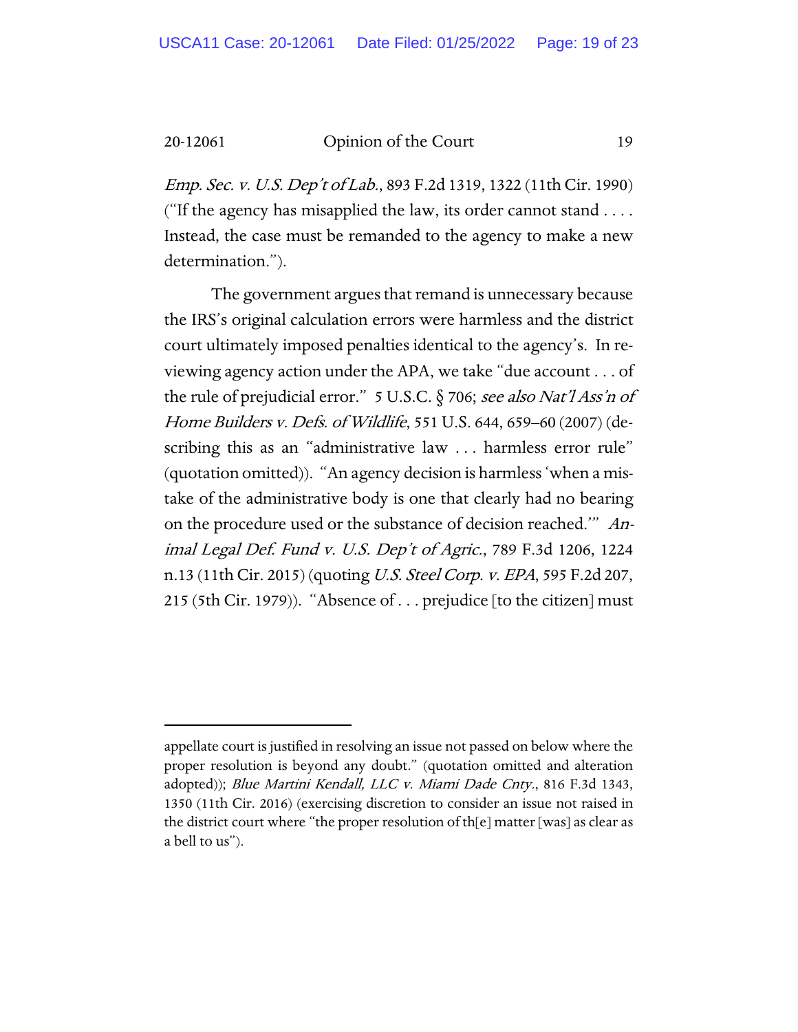*Emp. Sec. v. U.S. Dep't of Lab.*, 893 F.2d 1319, 1322 (11th Cir. 1990) ("If the agency has misapplied the law, its order cannot stand . . . . Instead, the case must be remanded to the agency to make a new determination.").

The government argues that remand is unnecessary because the IRS's original calculation errors were harmless and the district court ultimately imposed penalties identical to the agency's. In reviewing agency action under the APA, we take "due account . . . of the rule of prejudicial error." 5 U.S.C. § 706; *see also Nat'l Ass'n of Home Builders v. Defs. of Wildlife*, 551 U.S. 644, 659–60 (2007) (describing this as an "administrative law . . . harmless error rule" (quotation omitted)). "An agency decision is harmless 'when a mistake of the administrative body is one that clearly had no bearing on the procedure used or the substance of decision reached.'" *Animal Legal Def. Fund v. U.S. Dep't of Agric.*, 789 F.3d 1206, 1224 n.13 (11th Cir. 2015) (quoting *U.S. Steel Corp. v. EPA*, 595 F.2d 207, 215 (5th Cir. 1979)). "Absence of . . . prejudice [to the citizen] must

---

appellate court is justified in resolving an issue not passed on below where the proper resolution is beyond any doubt." (quotation omitted and alteration adopted)); *Blue Martini Kendall, LLC v. Miami Dade Cnty.*, 816 F.3d 1343, 1350 (11th Cir. 2016) (exercising discretion to consider an issue not raised in the district court where "the proper resolution of th[e] matter [was] as clear as a bell to us").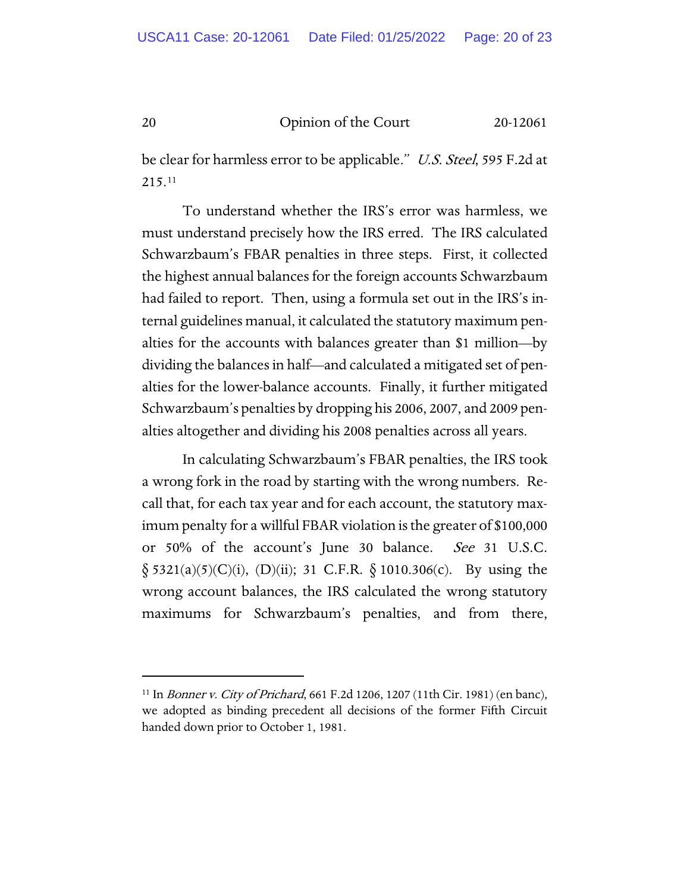be clear for harmless error to be applicable." *U.S. Steel*, 595 F.2d at 215.[11]

To understand whether the IRS's error was harmless, we must understand precisely how the IRS erred. The IRS calculated Schwarzbaum's FBAR penalties in three steps. First, it collected the highest annual balances for the foreign accounts Schwarzbaum had failed to report. Then, using a formula set out in the IRS's internal guidelines manual, it calculated the statutory maximum penalties for the accounts with balances greater than $1 million—by dividing the balances in half—and calculated a mitigated set of penalties for the lower-balance accounts. Finally, it further mitigated Schwarzbaum's penalties by dropping his 2006, 2007, and 2009 penalties altogether and dividing his 2008 penalties across all years.

In calculating Schwarzbaum's FBAR penalties, the IRS took a wrong fork in the road by starting with the wrong numbers. Recall that, for each tax year and for each account, the statutory maximum penalty for a willful FBAR violation is the greater of $100,000 or 50% of the account's June 30 balance. *See* 31 U.S.C. § 5321(a)(5)(C)(i), (D)(ii); 31 C.F.R. § 1010.306(c). By using the wrong account balances, the IRS calculated the wrong statutory maximums for Schwarzbaum's penalties, and from there,

---

[11] In *Bonner v. City of Prichard*, 661 F.2d 1206, 1207 (11th Cir. 1981) (en banc), we adopted as binding precedent all decisions of the former Fifth Circuit handed down prior to October 1, 1981.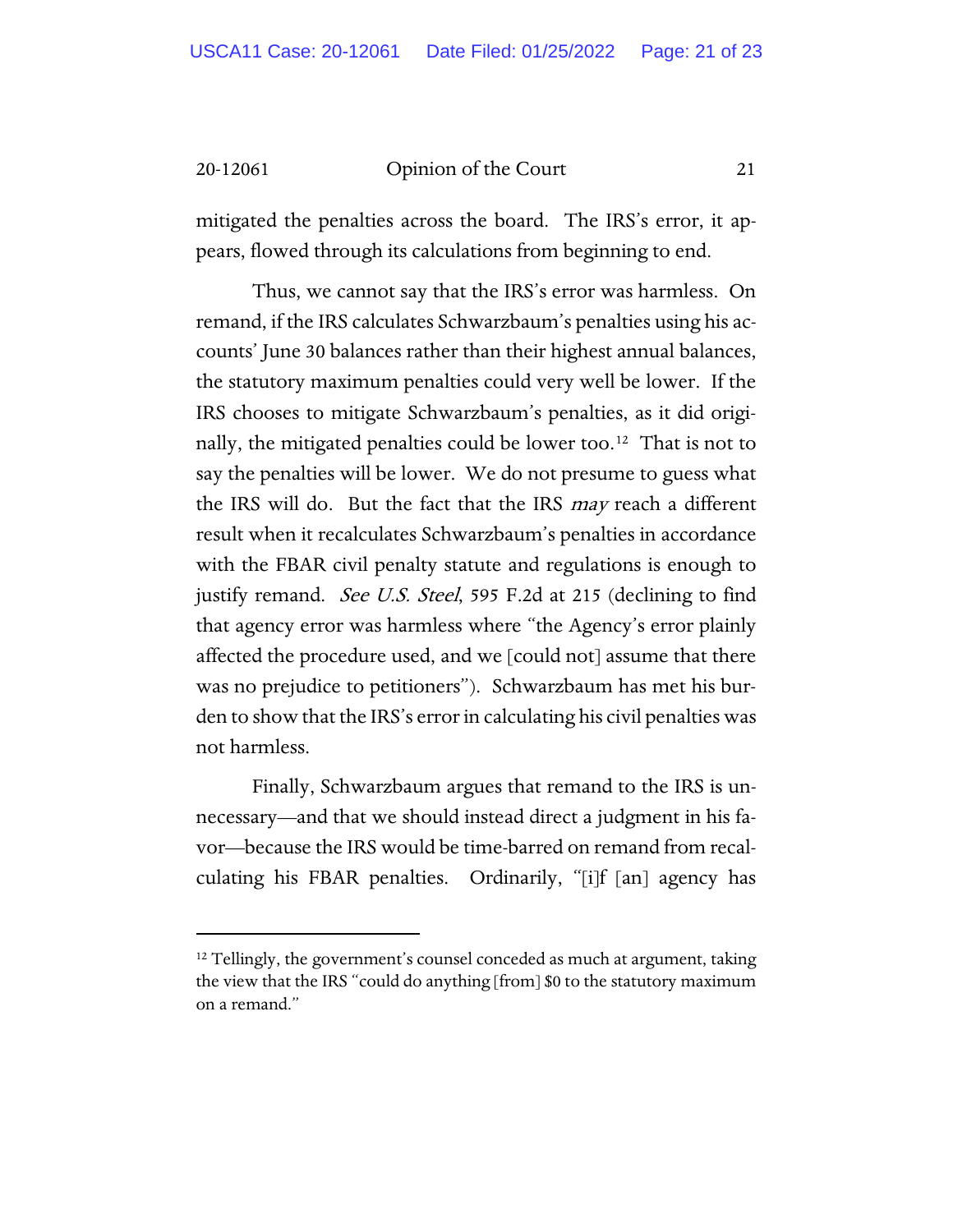mitigated the penalties across the board. The IRS's error, it appears, flowed through its calculations from beginning to end.

Thus, we cannot say that the IRS's error was harmless. On remand, if the IRS calculates Schwarzbaum's penalties using his accounts' June 30 balances rather than their highest annual balances, the statutory maximum penalties could very well be lower. If the IRS chooses to mitigate Schwarzbaum's penalties, as it did originally, the mitigated penalties could be lower too.[12] That is not to say the penalties will be lower. We do not presume to guess what the IRS will do. But the fact that the IRS *may* reach a different result when it recalculates Schwarzbaum's penalties in accordance with the FBAR civil penalty statute and regulations is enough to justify remand. *See U.S. Steel*, 595 F.2d at 215 (declining to find that agency error was harmless where "the Agency's error plainly affected the procedure used, and we [could not] assume that there was no prejudice to petitioners"). Schwarzbaum has met his burden to show that the IRS's error in calculating his civil penalties was not harmless.

Finally, Schwarzbaum argues that remand to the IRS is unnecessary—and that we should instead direct a judgment in his favor—because the IRS would be time-barred on remand from recalculating his FBAR penalties. Ordinarily, "[i]f [an] agency has

---

[12] Tellingly, the government's counsel conceded as much at argument, taking the view that the IRS "could do anything [from] $0 to the statutory maximum on a remand."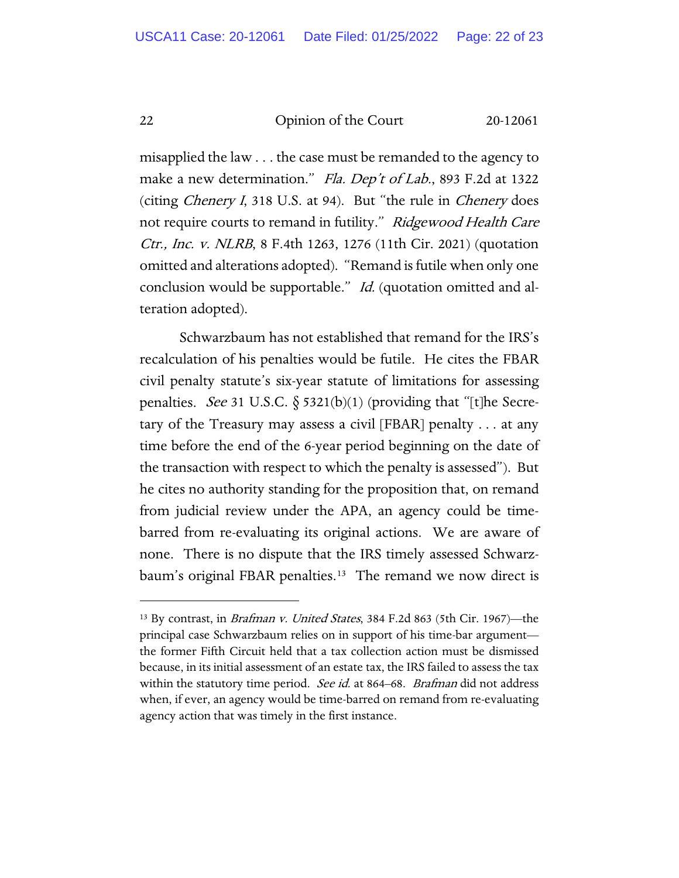misapplied the law . . . the case must be remanded to the agency to make a new determination." *Fla. Dep't of Lab.*, 893 F.2d at 1322 (citing *Chenery I*, 318 U.S. at 94). But "the rule in *Chenery* does not require courts to remand in futility." *Ridgewood Health Care Ctr., Inc. v. NLRB*, 8 F.4th 1263, 1276 (11th Cir. 2021) (quotation omitted and alterations adopted). "Remand is futile when only one conclusion would be supportable." *Id.* (quotation omitted and alteration adopted).

Schwarzbaum has not established that remand for the IRS's recalculation of his penalties would be futile. He cites the FBAR civil penalty statute's six-year statute of limitations for assessing penalties. *See* 31 U.S.C. § 5321(b)(1) (providing that "[t]he Secretary of the Treasury may assess a civil [FBAR] penalty . . . at any time before the end of the 6-year period beginning on the date of the transaction with respect to which the penalty is assessed"). But he cites no authority standing for the proposition that, on remand from judicial review under the APA, an agency could be time-barred from re-evaluating its original actions. We are aware of none. There is no dispute that the IRS timely assessed Schwarzbaum's original FBAR penalties.[13] The remand we now direct is

---

[13] By contrast, in *Brafman v. United States*, 384 F.2d 863 (5th Cir. 1967)—the principal case Schwarzbaum relies on in support of his time-bar argument—the former Fifth Circuit held that a tax collection action must be dismissed because, in its initial assessment of an estate tax, the IRS failed to assess the tax within the statutory time period. *See id.* at 864–68. *Brafman* did not address when, if ever, an agency would be time-barred on remand from re-evaluating agency action that was timely in the first instance.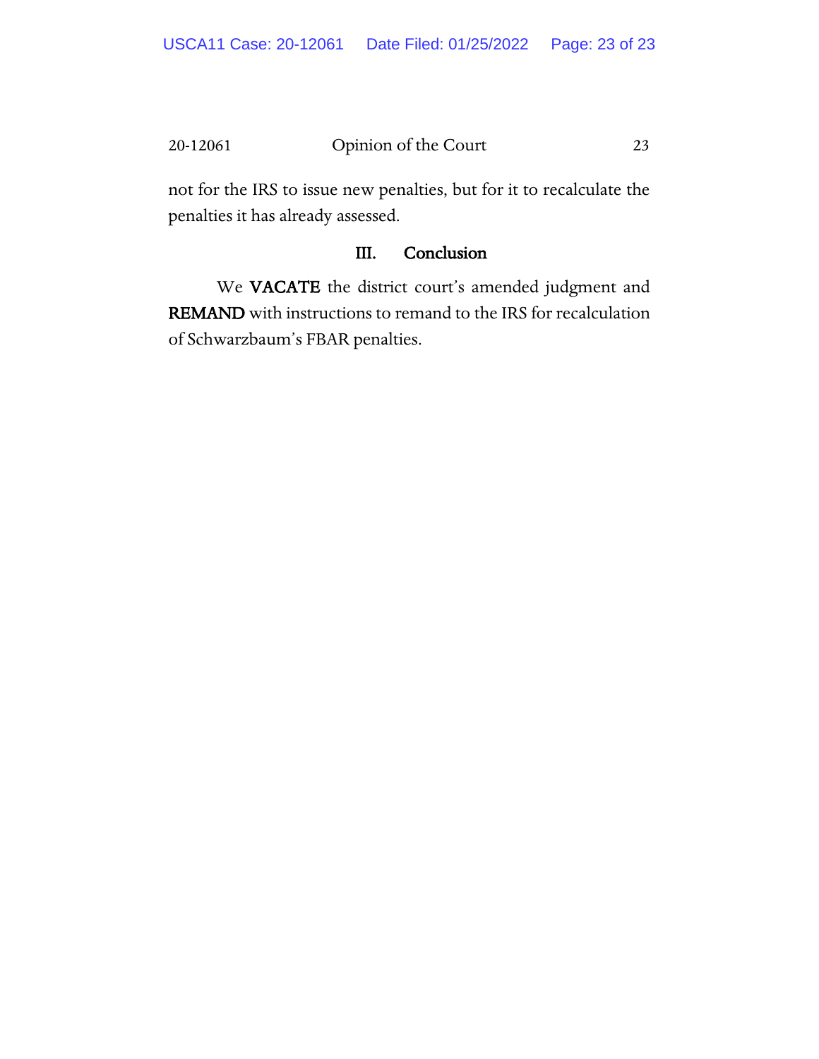not for the IRS to issue new penalties, but for it to recalculate the penalties it has already assessed.

## III. Conclusion

We **VACATE** the district court's amended judgment and **REMAND** with instructions to remand to the IRS for recalculation of Schwarzbaum's FBAR penalties.